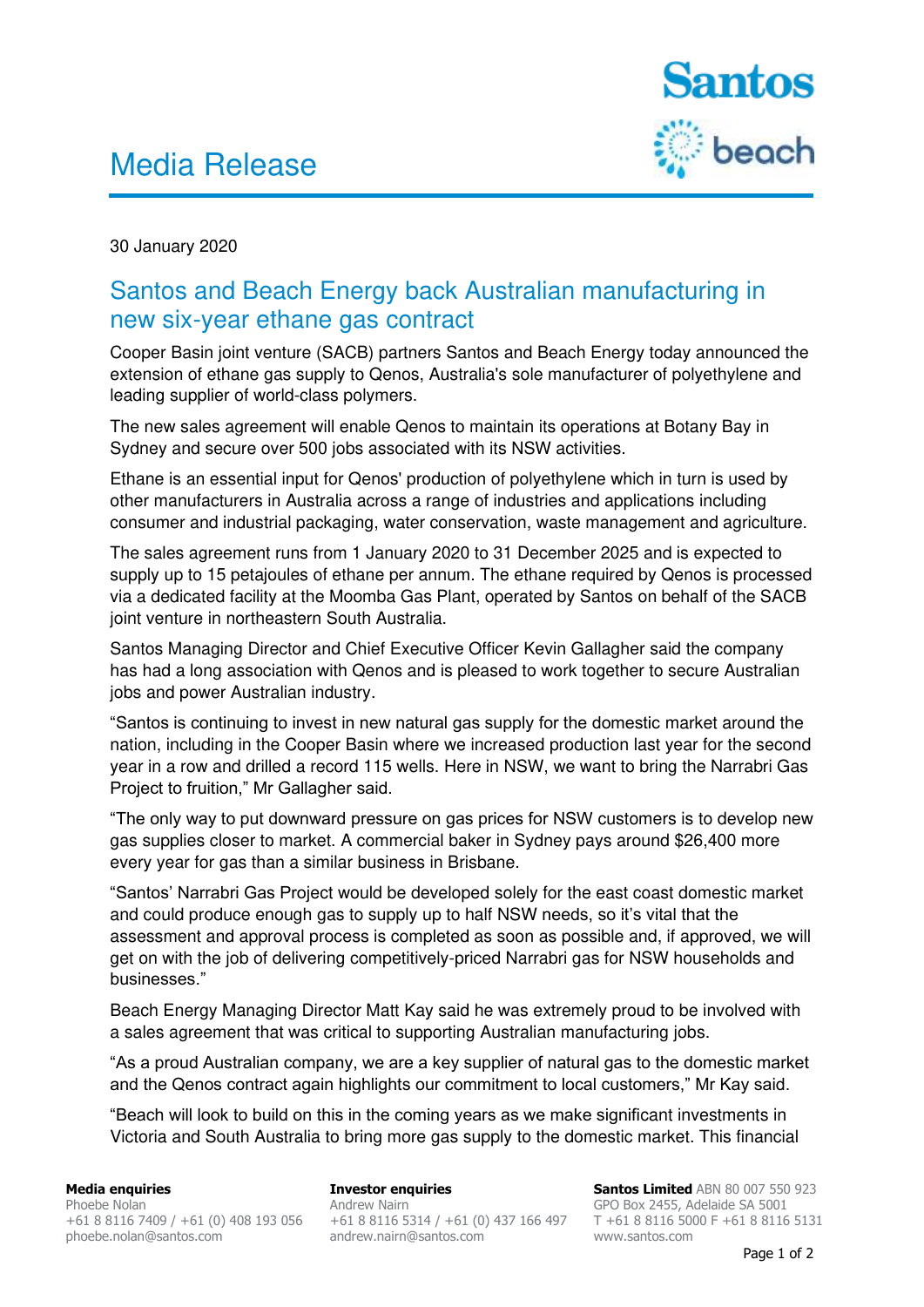# Media Release

30 January 2020

## Santos and Beach Energy back Australian manufacturing in new six-year ethane gas contract

Cooper Basin joint venture (SACB) partners Santos and Beach Energy today announced the extension of ethane gas supply to Qenos, Australia's sole manufacturer of polyethylene and leading supplier of world-class polymers.

The new sales agreement will enable Qenos to maintain its operations at Botany Bay in Sydney and secure over 500 jobs associated with its NSW activities.

Ethane is an essential input for Qenos' production of polyethylene which in turn is used by other manufacturers in Australia across a range of industries and applications including consumer and industrial packaging, water conservation, waste management and agriculture.

The sales agreement runs from 1 January 2020 to 31 December 2025 and is expected to supply up to 15 petajoules of ethane per annum. The ethane required by Qenos is processed via a dedicated facility at the Moomba Gas Plant, operated by Santos on behalf of the SACB joint venture in northeastern South Australia.

Santos Managing Director and Chief Executive Officer Kevin Gallagher said the company has had a long association with Qenos and is pleased to work together to secure Australian jobs and power Australian industry.

"Santos is continuing to invest in new natural gas supply for the domestic market around the nation, including in the Cooper Basin where we increased production last year for the second year in a row and drilled a record 115 wells. Here in NSW, we want to bring the Narrabri Gas Project to fruition," Mr Gallagher said.

"The only way to put downward pressure on gas prices for NSW customers is to develop new gas supplies closer to market. A commercial baker in Sydney pays around $26,400 more every year for gas than a similar business in Brisbane.

"Santos' Narrabri Gas Project would be developed solely for the east coast domestic market and could produce enough gas to supply up to half NSW needs, so it's vital that the assessment and approval process is completed as soon as possible and, if approved, we will get on with the job of delivering competitively-priced Narrabri gas for NSW households and businesses."

Beach Energy Managing Director Matt Kay said he was extremely proud to be involved with a sales agreement that was critical to supporting Australian manufacturing jobs.

"As a proud Australian company, we are a key supplier of natural gas to the domestic market and the Qenos contract again highlights our commitment to local customers," Mr Kay said.

"Beach will look to build on this in the coming years as we make significant investments in Victoria and South Australia to bring more gas supply to the domestic market. This financial

**Media enquiries**
Phoebe Nolan
+61 8 8116 7409 / +61 (0) 408 193 056
phoebe.nolan@santos.com

**Investor enquiries**
Andrew Nairn
+61 8 8116 5314 / +61 (0) 437 166 497
andrew.nairn@santos.com

**Santos Limited** ABN 80 007 550 923
GPO Box 2455, Adelaide SA 5001
T +61 8 8116 5000 F +61 8 8116 5131
www.santos.com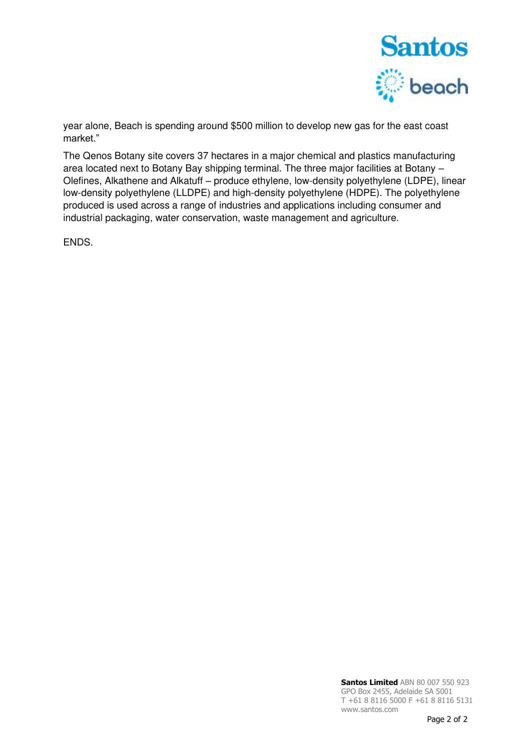year alone, Beach is spending around $500 million to develop new gas for the east coast market."

The Qenos Botany site covers 37 hectares in a major chemical and plastics manufacturing area located next to Botany Bay shipping terminal. The three major facilities at Botany – Olefines, Alkathene and Alkatuff – produce ethylene, low-density polyethylene (LDPE), linear low-density polyethylene (LLDPE) and high-density polyethylene (HDPE). The polyethylene produced is used across a range of industries and applications including consumer and industrial packaging, water conservation, waste management and agriculture.

ENDS.

**Santos Limited** ABN 80 007 550 923
GPO Box 2455, Adelaide SA 5001
T +61 8 8116 5000 F +61 8 8116 5131
www.santos.com